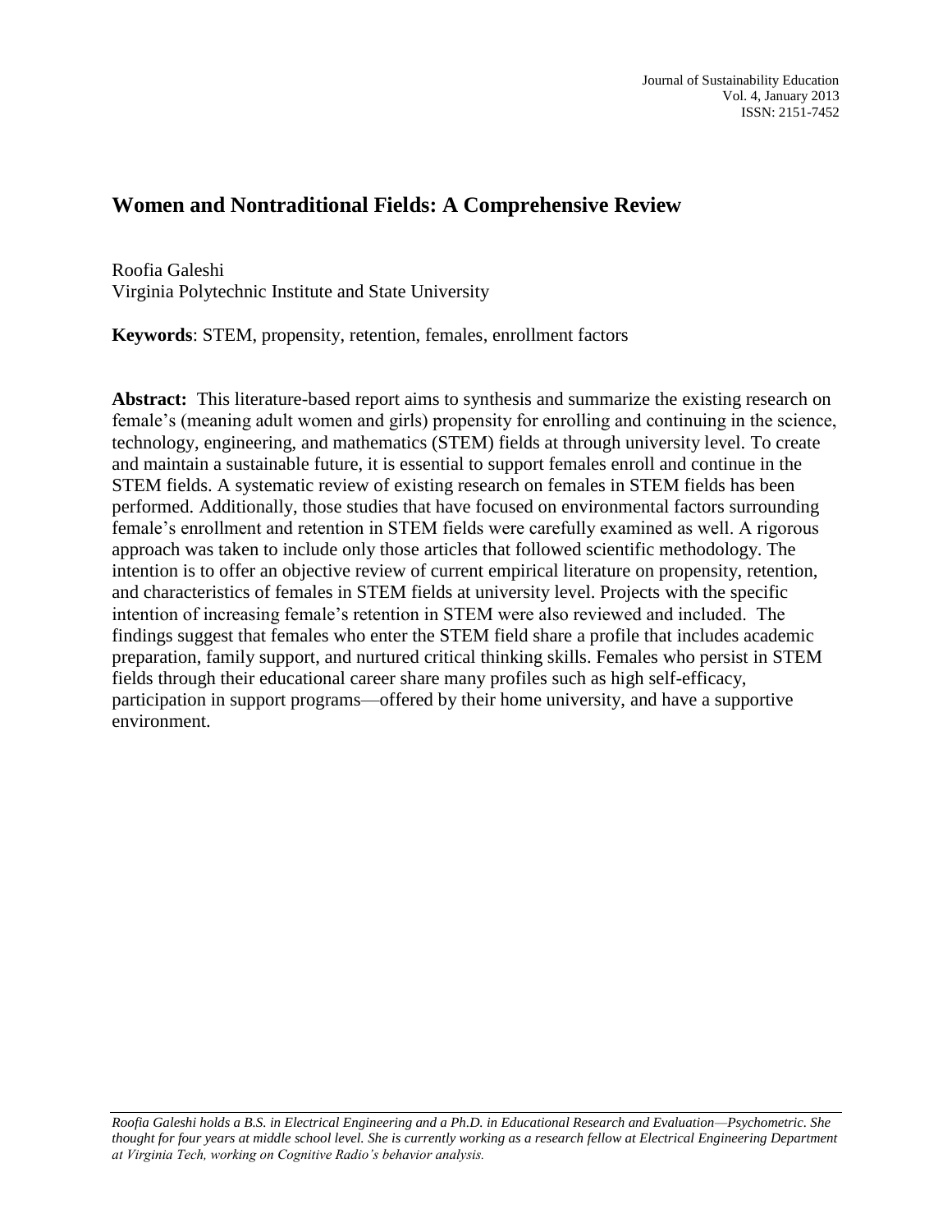# Women and Nontraditional Fields: A Comprehensive Review

Roofia Galeshi
Virginia Polytechnic Institute and State University

**Keywords**: STEM, propensity, retention, females, enrollment factors

**Abstract:** This literature-based report aims to synthesis and summarize the existing research on female's (meaning adult women and girls) propensity for enrolling and continuing in the science, technology, engineering, and mathematics (STEM) fields at through university level. To create and maintain a sustainable future, it is essential to support females enroll and continue in the STEM fields. A systematic review of existing research on females in STEM fields has been performed. Additionally, those studies that have focused on environmental factors surrounding female's enrollment and retention in STEM fields were carefully examined as well. A rigorous approach was taken to include only those articles that followed scientific methodology. The intention is to offer an objective review of current empirical literature on propensity, retention, and characteristics of females in STEM fields at university level. Projects with the specific intention of increasing female's retention in STEM were also reviewed and included. The findings suggest that females who enter the STEM field share a profile that includes academic preparation, family support, and nurtured critical thinking skills. Females who persist in STEM fields through their educational career share many profiles such as high self-efficacy, participation in support programs—offered by their home university, and have a supportive environment.

*Roofia Galeshi holds a B.S. in Electrical Engineering and a Ph.D. in Educational Research and Evaluation—Psychometric. She thought for four years at middle school level. She is currently working as a research fellow at Electrical Engineering Department at Virginia Tech, working on Cognitive Radio's behavior analysis.*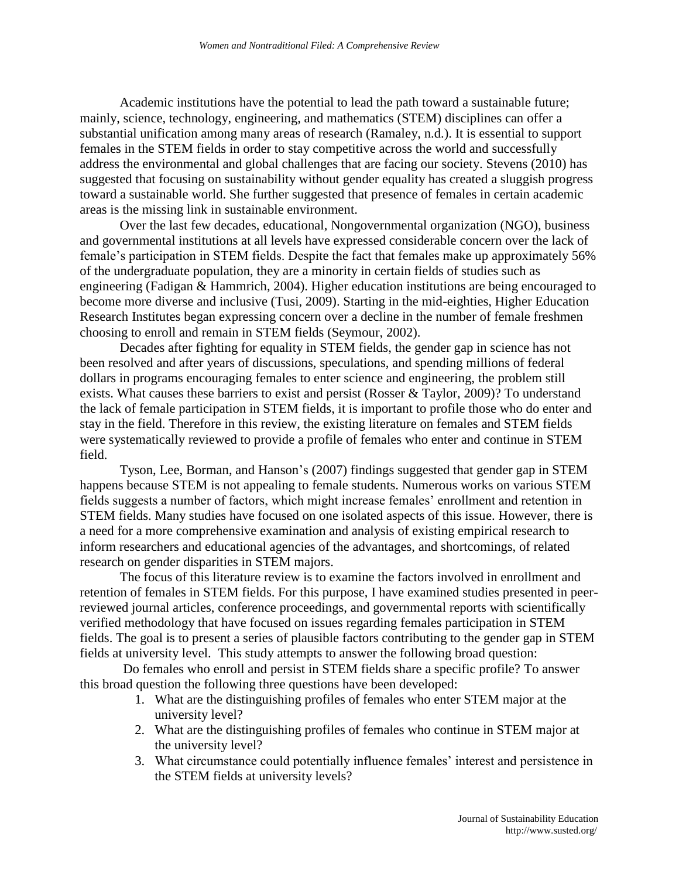Academic institutions have the potential to lead the path toward a sustainable future; mainly, science, technology, engineering, and mathematics (STEM) disciplines can offer a substantial unification among many areas of research (Ramaley, n.d.). It is essential to support females in the STEM fields in order to stay competitive across the world and successfully address the environmental and global challenges that are facing our society. Stevens (2010) has suggested that focusing on sustainability without gender equality has created a sluggish progress toward a sustainable world. She further suggested that presence of females in certain academic areas is the missing link in sustainable environment.

Over the last few decades, educational, Nongovernmental organization (NGO), business and governmental institutions at all levels have expressed considerable concern over the lack of female's participation in STEM fields. Despite the fact that females make up approximately 56% of the undergraduate population, they are a minority in certain fields of studies such as engineering (Fadigan & Hammrich, 2004). Higher education institutions are being encouraged to become more diverse and inclusive (Tusi, 2009). Starting in the mid-eighties, Higher Education Research Institutes began expressing concern over a decline in the number of female freshmen choosing to enroll and remain in STEM fields (Seymour, 2002).

Decades after fighting for equality in STEM fields, the gender gap in science has not been resolved and after years of discussions, speculations, and spending millions of federal dollars in programs encouraging females to enter science and engineering, the problem still exists. What causes these barriers to exist and persist (Rosser & Taylor, 2009)? To understand the lack of female participation in STEM fields, it is important to profile those who do enter and stay in the field. Therefore in this review, the existing literature on females and STEM fields were systematically reviewed to provide a profile of females who enter and continue in STEM field.

Tyson, Lee, Borman, and Hanson's (2007) findings suggested that gender gap in STEM happens because STEM is not appealing to female students. Numerous works on various STEM fields suggests a number of factors, which might increase females' enrollment and retention in STEM fields. Many studies have focused on one isolated aspects of this issue. However, there is a need for a more comprehensive examination and analysis of existing empirical research to inform researchers and educational agencies of the advantages, and shortcomings, of related research on gender disparities in STEM majors.

The focus of this literature review is to examine the factors involved in enrollment and retention of females in STEM fields. For this purpose, I have examined studies presented in peer-reviewed journal articles, conference proceedings, and governmental reports with scientifically verified methodology that have focused on issues regarding females participation in STEM fields. The goal is to present a series of plausible factors contributing to the gender gap in STEM fields at university level. This study attempts to answer the following broad question:

Do females who enroll and persist in STEM fields share a specific profile? To answer this broad question the following three questions have been developed:

1. What are the distinguishing profiles of females who enter STEM major at the university level?
2. What are the distinguishing profiles of females who continue in STEM major at the university level?
3. What circumstance could potentially influence females' interest and persistence in the STEM fields at university levels?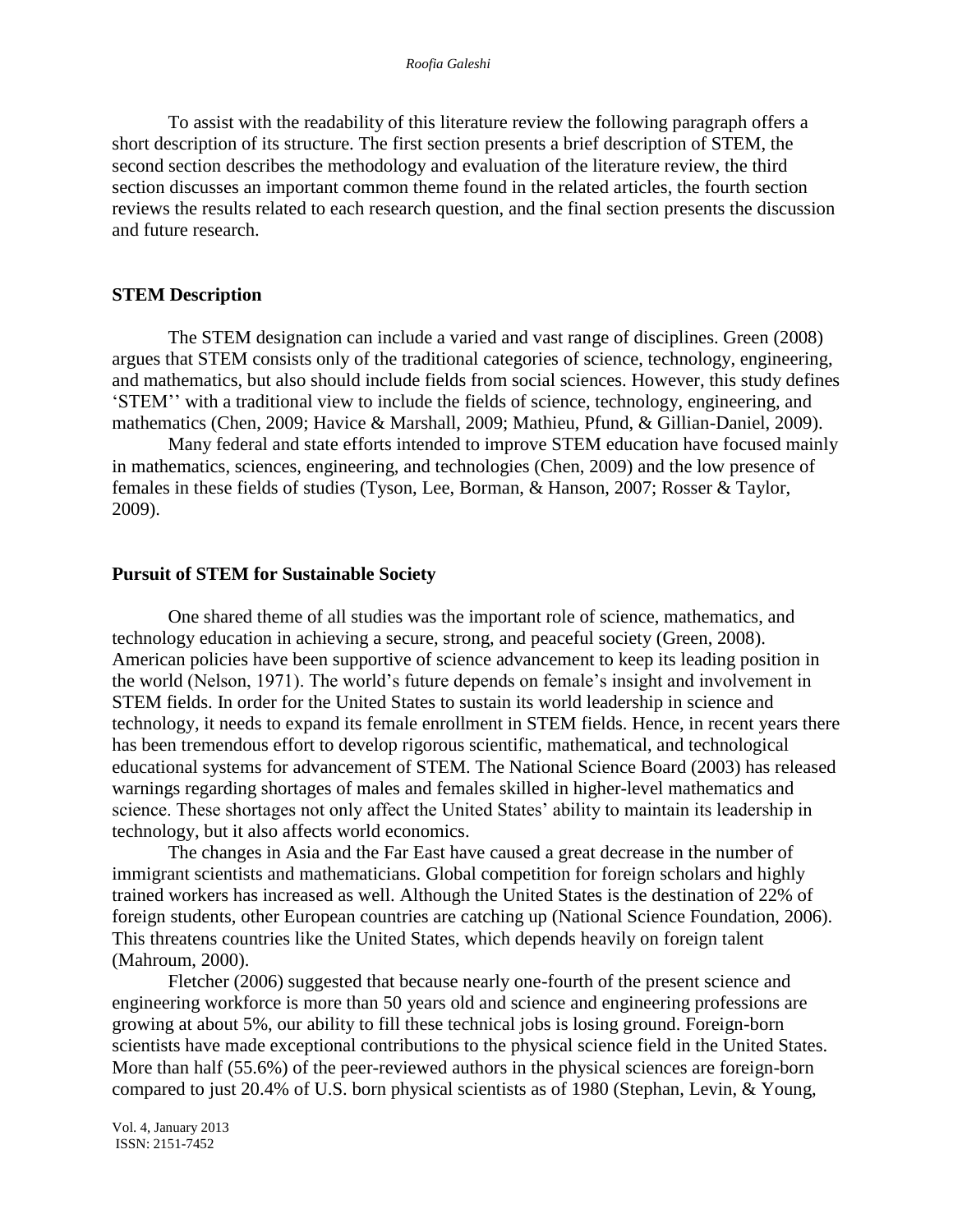To assist with the readability of this literature review the following paragraph offers a short description of its structure. The first section presents a brief description of STEM, the second section describes the methodology and evaluation of the literature review, the third section discusses an important common theme found in the related articles, the fourth section reviews the results related to each research question, and the final section presents the discussion and future research.

## STEM Description

The STEM designation can include a varied and vast range of disciplines. Green (2008) argues that STEM consists only of the traditional categories of science, technology, engineering, and mathematics, but also should include fields from social sciences. However, this study defines 'STEM'' with a traditional view to include the fields of science, technology, engineering, and mathematics (Chen, 2009; Havice & Marshall, 2009; Mathieu, Pfund, & Gillian-Daniel, 2009).

Many federal and state efforts intended to improve STEM education have focused mainly in mathematics, sciences, engineering, and technologies (Chen, 2009) and the low presence of females in these fields of studies (Tyson, Lee, Borman, & Hanson, 2007; Rosser & Taylor, 2009).

## Pursuit of STEM for Sustainable Society

One shared theme of all studies was the important role of science, mathematics, and technology education in achieving a secure, strong, and peaceful society (Green, 2008). American policies have been supportive of science advancement to keep its leading position in the world (Nelson, 1971). The world's future depends on female's insight and involvement in STEM fields. In order for the United States to sustain its world leadership in science and technology, it needs to expand its female enrollment in STEM fields. Hence, in recent years there has been tremendous effort to develop rigorous scientific, mathematical, and technological educational systems for advancement of STEM. The National Science Board (2003) has released warnings regarding shortages of males and females skilled in higher-level mathematics and science. These shortages not only affect the United States' ability to maintain its leadership in technology, but it also affects world economics.

The changes in Asia and the Far East have caused a great decrease in the number of immigrant scientists and mathematicians. Global competition for foreign scholars and highly trained workers has increased as well. Although the United States is the destination of 22% of foreign students, other European countries are catching up (National Science Foundation, 2006). This threatens countries like the United States, which depends heavily on foreign talent (Mahroum, 2000).

Fletcher (2006) suggested that because nearly one-fourth of the present science and engineering workforce is more than 50 years old and science and engineering professions are growing at about 5%, our ability to fill these technical jobs is losing ground. Foreign-born scientists have made exceptional contributions to the physical science field in the United States. More than half (55.6%) of the peer-reviewed authors in the physical sciences are foreign-born compared to just 20.4% of U.S. born physical scientists as of 1980 (Stephan, Levin, & Young,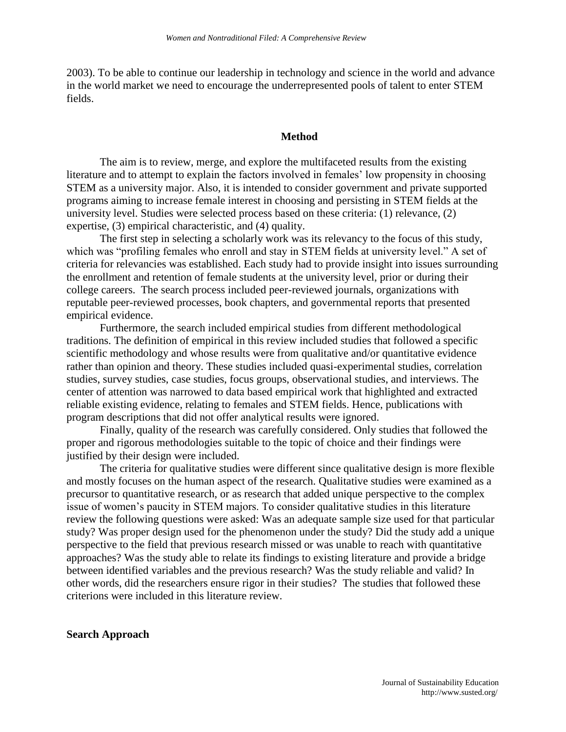2003). To be able to continue our leadership in technology and science in the world and advance in the world market we need to encourage the underrepresented pools of talent to enter STEM fields.

## Method

The aim is to review, merge, and explore the multifaceted results from the existing literature and to attempt to explain the factors involved in females' low propensity in choosing STEM as a university major. Also, it is intended to consider government and private supported programs aiming to increase female interest in choosing and persisting in STEM fields at the university level. Studies were selected process based on these criteria: (1) relevance, (2) expertise, (3) empirical characteristic, and (4) quality.

The first step in selecting a scholarly work was its relevancy to the focus of this study, which was "profiling females who enroll and stay in STEM fields at university level." A set of criteria for relevancies was established. Each study had to provide insight into issues surrounding the enrollment and retention of female students at the university level, prior or during their college careers. The search process included peer-reviewed journals, organizations with reputable peer-reviewed processes, book chapters, and governmental reports that presented empirical evidence.

Furthermore, the search included empirical studies from different methodological traditions. The definition of empirical in this review included studies that followed a specific scientific methodology and whose results were from qualitative and/or quantitative evidence rather than opinion and theory. These studies included quasi-experimental studies, correlation studies, survey studies, case studies, focus groups, observational studies, and interviews. The center of attention was narrowed to data based empirical work that highlighted and extracted reliable existing evidence, relating to females and STEM fields. Hence, publications with program descriptions that did not offer analytical results were ignored.

Finally, quality of the research was carefully considered. Only studies that followed the proper and rigorous methodologies suitable to the topic of choice and their findings were justified by their design were included.

The criteria for qualitative studies were different since qualitative design is more flexible and mostly focuses on the human aspect of the research. Qualitative studies were examined as a precursor to quantitative research, or as research that added unique perspective to the complex issue of women's paucity in STEM majors. To consider qualitative studies in this literature review the following questions were asked: Was an adequate sample size used for that particular study? Was proper design used for the phenomenon under the study? Did the study add a unique perspective to the field that previous research missed or was unable to reach with quantitative approaches? Was the study able to relate its findings to existing literature and provide a bridge between identified variables and the previous research? Was the study reliable and valid? In other words, did the researchers ensure rigor in their studies? The studies that followed these criterions were included in this literature review.

### Search Approach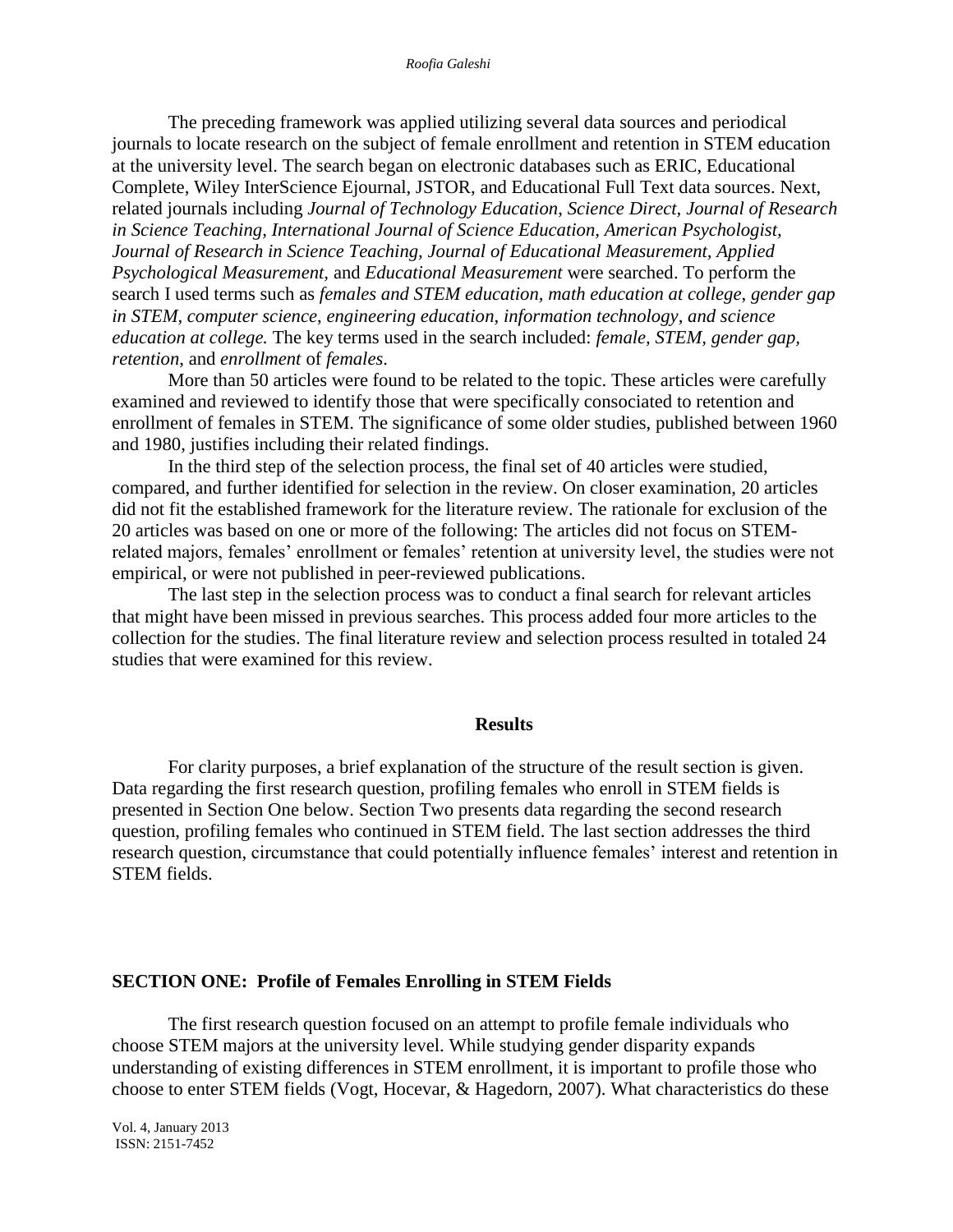The preceding framework was applied utilizing several data sources and periodical journals to locate research on the subject of female enrollment and retention in STEM education at the university level. The search began on electronic databases such as ERIC, Educational Complete, Wiley InterScience Ejournal, JSTOR, and Educational Full Text data sources. Next, related journals including *Journal of Technology Education*, *Science Direct, Journal of Research in Science Teaching, International Journal of Science Education, American Psychologist, Journal of Research in Science Teaching, Journal of Educational Measurement, Applied Psychological Measurement,* and *Educational Measurement* were searched. To perform the search I used terms such as *females and STEM education, math education at college*, *gender gap in STEM, computer science, engineering education, information technology, and science education at college.* The key terms used in the search included: *female, STEM, gender gap, retention*, and *enrollment* of *females*.

More than 50 articles were found to be related to the topic. These articles were carefully examined and reviewed to identify those that were specifically consociated to retention and enrollment of females in STEM. The significance of some older studies, published between 1960 and 1980, justifies including their related findings.

In the third step of the selection process, the final set of 40 articles were studied, compared, and further identified for selection in the review. On closer examination, 20 articles did not fit the established framework for the literature review. The rationale for exclusion of the 20 articles was based on one or more of the following: The articles did not focus on STEM-related majors, females' enrollment or females' retention at university level, the studies were not empirical, or were not published in peer-reviewed publications.

The last step in the selection process was to conduct a final search for relevant articles that might have been missed in previous searches. This process added four more articles to the collection for the studies. The final literature review and selection process resulted in totaled 24 studies that were examined for this review.

## Results

For clarity purposes, a brief explanation of the structure of the result section is given. Data regarding the first research question, profiling females who enroll in STEM fields is presented in Section One below. Section Two presents data regarding the second research question, profiling females who continued in STEM field. The last section addresses the third research question, circumstance that could potentially influence females' interest and retention in STEM fields.

### SECTION ONE: Profile of Females Enrolling in STEM Fields

The first research question focused on an attempt to profile female individuals who choose STEM majors at the university level. While studying gender disparity expands understanding of existing differences in STEM enrollment, it is important to profile those who choose to enter STEM fields (Vogt, Hocevar, & Hagedorn, 2007). What characteristics do these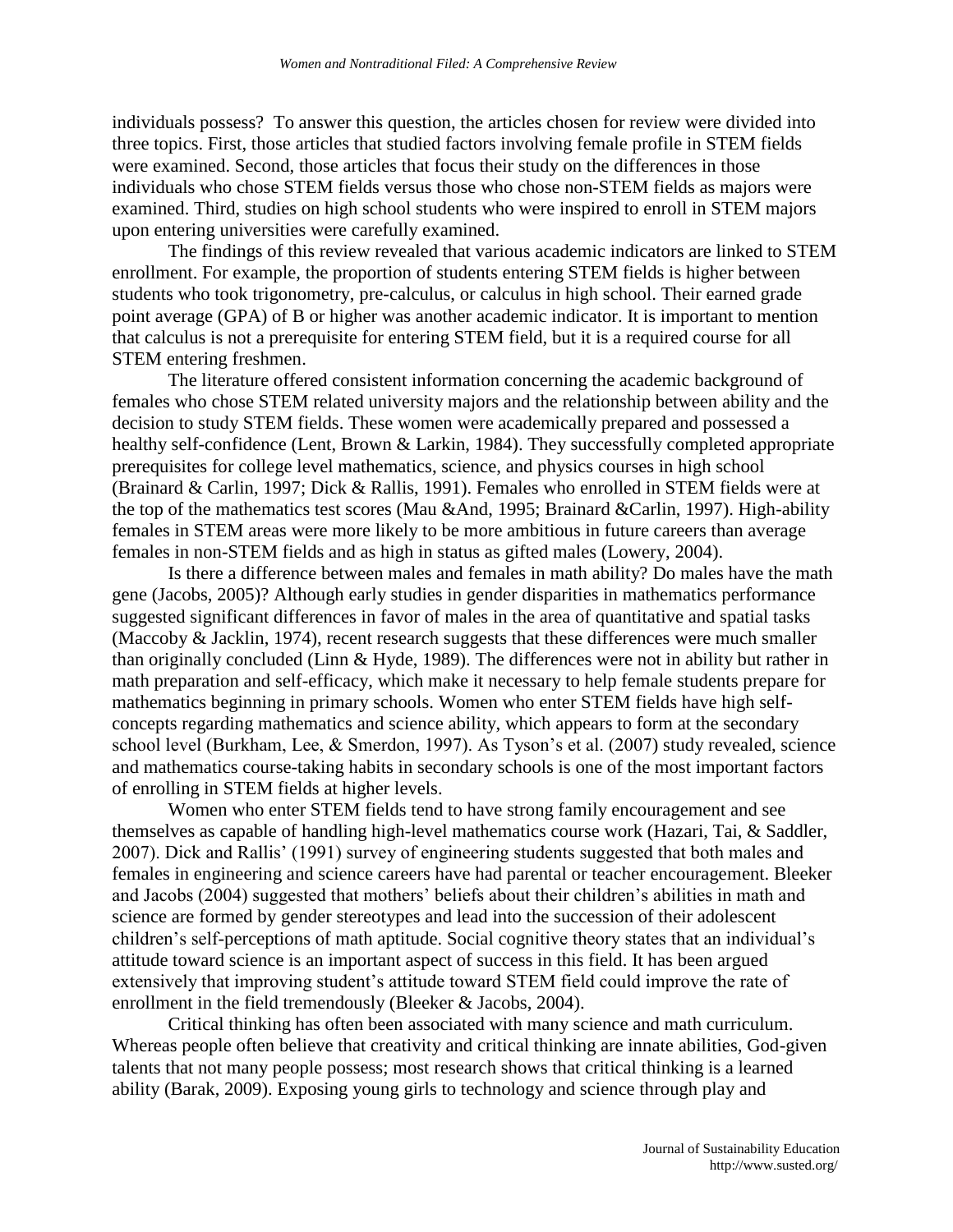individuals possess? To answer this question, the articles chosen for review were divided into three topics. First, those articles that studied factors involving female profile in STEM fields were examined. Second, those articles that focus their study on the differences in those individuals who chose STEM fields versus those who chose non-STEM fields as majors were examined. Third, studies on high school students who were inspired to enroll in STEM majors upon entering universities were carefully examined.

The findings of this review revealed that various academic indicators are linked to STEM enrollment. For example, the proportion of students entering STEM fields is higher between students who took trigonometry, pre-calculus, or calculus in high school. Their earned grade point average (GPA) of B or higher was another academic indicator. It is important to mention that calculus is not a prerequisite for entering STEM field, but it is a required course for all STEM entering freshmen.

The literature offered consistent information concerning the academic background of females who chose STEM related university majors and the relationship between ability and the decision to study STEM fields. These women were academically prepared and possessed a healthy self-confidence (Lent, Brown & Larkin, 1984). They successfully completed appropriate prerequisites for college level mathematics, science, and physics courses in high school (Brainard & Carlin, 1997; Dick & Rallis, 1991). Females who enrolled in STEM fields were at the top of the mathematics test scores (Mau &And, 1995; Brainard &Carlin, 1997). High-ability females in STEM areas were more likely to be more ambitious in future careers than average females in non-STEM fields and as high in status as gifted males (Lowery, 2004).

Is there a difference between males and females in math ability? Do males have the math gene (Jacobs, 2005)? Although early studies in gender disparities in mathematics performance suggested significant differences in favor of males in the area of quantitative and spatial tasks (Maccoby & Jacklin, 1974), recent research suggests that these differences were much smaller than originally concluded (Linn & Hyde, 1989). The differences were not in ability but rather in math preparation and self-efficacy, which make it necessary to help female students prepare for mathematics beginning in primary schools. Women who enter STEM fields have high self-concepts regarding mathematics and science ability, which appears to form at the secondary school level (Burkham, Lee, & Smerdon, 1997). As Tyson's et al. (2007) study revealed, science and mathematics course-taking habits in secondary schools is one of the most important factors of enrolling in STEM fields at higher levels.

Women who enter STEM fields tend to have strong family encouragement and see themselves as capable of handling high-level mathematics course work (Hazari, Tai, & Saddler, 2007). Dick and Rallis' (1991) survey of engineering students suggested that both males and females in engineering and science careers have had parental or teacher encouragement. Bleeker and Jacobs (2004) suggested that mothers' beliefs about their children's abilities in math and science are formed by gender stereotypes and lead into the succession of their adolescent children's self-perceptions of math aptitude. Social cognitive theory states that an individual's attitude toward science is an important aspect of success in this field. It has been argued extensively that improving student's attitude toward STEM field could improve the rate of enrollment in the field tremendously (Bleeker & Jacobs, 2004).

Critical thinking has often been associated with many science and math curriculum. Whereas people often believe that creativity and critical thinking are innate abilities, God-given talents that not many people possess; most research shows that critical thinking is a learned ability (Barak, 2009). Exposing young girls to technology and science through play and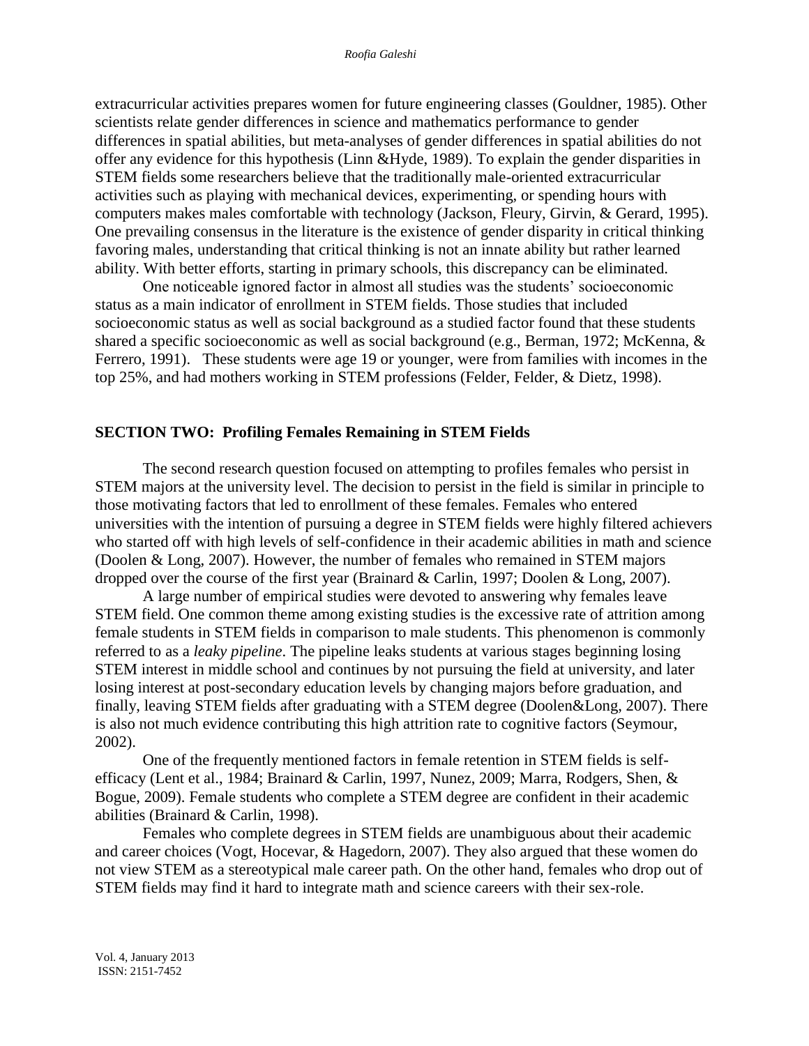extracurricular activities prepares women for future engineering classes (Gouldner, 1985). Other scientists relate gender differences in science and mathematics performance to gender differences in spatial abilities, but meta-analyses of gender differences in spatial abilities do not offer any evidence for this hypothesis (Linn &Hyde, 1989). To explain the gender disparities in STEM fields some researchers believe that the traditionally male-oriented extracurricular activities such as playing with mechanical devices, experimenting, or spending hours with computers makes males comfortable with technology (Jackson, Fleury, Girvin, & Gerard, 1995). One prevailing consensus in the literature is the existence of gender disparity in critical thinking favoring males, understanding that critical thinking is not an innate ability but rather learned ability. With better efforts, starting in primary schools, this discrepancy can be eliminated.

One noticeable ignored factor in almost all studies was the students' socioeconomic status as a main indicator of enrollment in STEM fields. Those studies that included socioeconomic status as well as social background as a studied factor found that these students shared a specific socioeconomic as well as social background (e.g., Berman, 1972; McKenna, & Ferrero, 1991). These students were age 19 or younger, were from families with incomes in the top 25%, and had mothers working in STEM professions (Felder, Felder, & Dietz, 1998).

## SECTION TWO: Profiling Females Remaining in STEM Fields

The second research question focused on attempting to profiles females who persist in STEM majors at the university level. The decision to persist in the field is similar in principle to those motivating factors that led to enrollment of these females. Females who entered universities with the intention of pursuing a degree in STEM fields were highly filtered achievers who started off with high levels of self-confidence in their academic abilities in math and science (Doolen & Long, 2007). However, the number of females who remained in STEM majors dropped over the course of the first year (Brainard & Carlin, 1997; Doolen & Long, 2007).

A large number of empirical studies were devoted to answering why females leave STEM field. One common theme among existing studies is the excessive rate of attrition among female students in STEM fields in comparison to male students. This phenomenon is commonly referred to as a *leaky pipeline*. The pipeline leaks students at various stages beginning losing STEM interest in middle school and continues by not pursuing the field at university, and later losing interest at post-secondary education levels by changing majors before graduation, and finally, leaving STEM fields after graduating with a STEM degree (Doolen&Long, 2007). There is also not much evidence contributing this high attrition rate to cognitive factors (Seymour, 2002).

One of the frequently mentioned factors in female retention in STEM fields is self-efficacy (Lent et al., 1984; Brainard & Carlin, 1997, Nunez, 2009; Marra, Rodgers, Shen, & Bogue, 2009). Female students who complete a STEM degree are confident in their academic abilities (Brainard & Carlin, 1998).

Females who complete degrees in STEM fields are unambiguous about their academic and career choices (Vogt, Hocevar, & Hagedorn, 2007). They also argued that these women do not view STEM as a stereotypical male career path. On the other hand, females who drop out of STEM fields may find it hard to integrate math and science careers with their sex-role.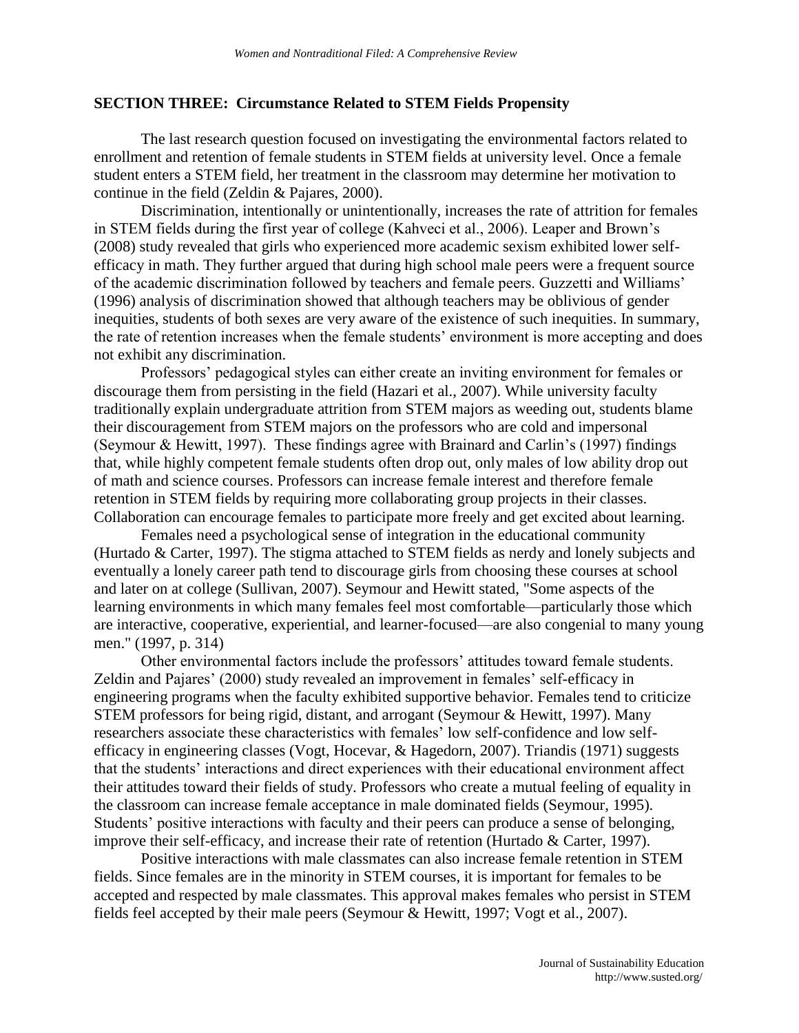## SECTION THREE: Circumstance Related to STEM Fields Propensity

The last research question focused on investigating the environmental factors related to enrollment and retention of female students in STEM fields at university level. Once a female student enters a STEM field, her treatment in the classroom may determine her motivation to continue in the field (Zeldin & Pajares, 2000).

Discrimination, intentionally or unintentionally, increases the rate of attrition for females in STEM fields during the first year of college (Kahveci et al., 2006). Leaper and Brown's (2008) study revealed that girls who experienced more academic sexism exhibited lower self-efficacy in math. They further argued that during high school male peers were a frequent source of the academic discrimination followed by teachers and female peers. Guzzetti and Williams' (1996) analysis of discrimination showed that although teachers may be oblivious of gender inequities, students of both sexes are very aware of the existence of such inequities. In summary, the rate of retention increases when the female students' environment is more accepting and does not exhibit any discrimination.

Professors' pedagogical styles can either create an inviting environment for females or discourage them from persisting in the field (Hazari et al., 2007). While university faculty traditionally explain undergraduate attrition from STEM majors as weeding out, students blame their discouragement from STEM majors on the professors who are cold and impersonal (Seymour & Hewitt, 1997). These findings agree with Brainard and Carlin's (1997) findings that, while highly competent female students often drop out, only males of low ability drop out of math and science courses. Professors can increase female interest and therefore female retention in STEM fields by requiring more collaborating group projects in their classes. Collaboration can encourage females to participate more freely and get excited about learning.

Females need a psychological sense of integration in the educational community (Hurtado & Carter, 1997). The stigma attached to STEM fields as nerdy and lonely subjects and eventually a lonely career path tend to discourage girls from choosing these courses at school and later on at college (Sullivan, 2007). Seymour and Hewitt stated, "Some aspects of the learning environments in which many females feel most comfortable—particularly those which are interactive, cooperative, experiential, and learner-focused—are also congenial to many young men." (1997, p. 314)

Other environmental factors include the professors' attitudes toward female students. Zeldin and Pajares' (2000) study revealed an improvement in females' self-efficacy in engineering programs when the faculty exhibited supportive behavior. Females tend to criticize STEM professors for being rigid, distant, and arrogant (Seymour & Hewitt, 1997). Many researchers associate these characteristics with females' low self-confidence and low self-efficacy in engineering classes (Vogt, Hocevar, & Hagedorn, 2007). Triandis (1971) suggests that the students' interactions and direct experiences with their educational environment affect their attitudes toward their fields of study. Professors who create a mutual feeling of equality in the classroom can increase female acceptance in male dominated fields (Seymour, 1995). Students' positive interactions with faculty and their peers can produce a sense of belonging, improve their self-efficacy, and increase their rate of retention (Hurtado & Carter, 1997).

Positive interactions with male classmates can also increase female retention in STEM fields. Since females are in the minority in STEM courses, it is important for females to be accepted and respected by male classmates. This approval makes females who persist in STEM fields feel accepted by their male peers (Seymour & Hewitt, 1997; Vogt et al., 2007).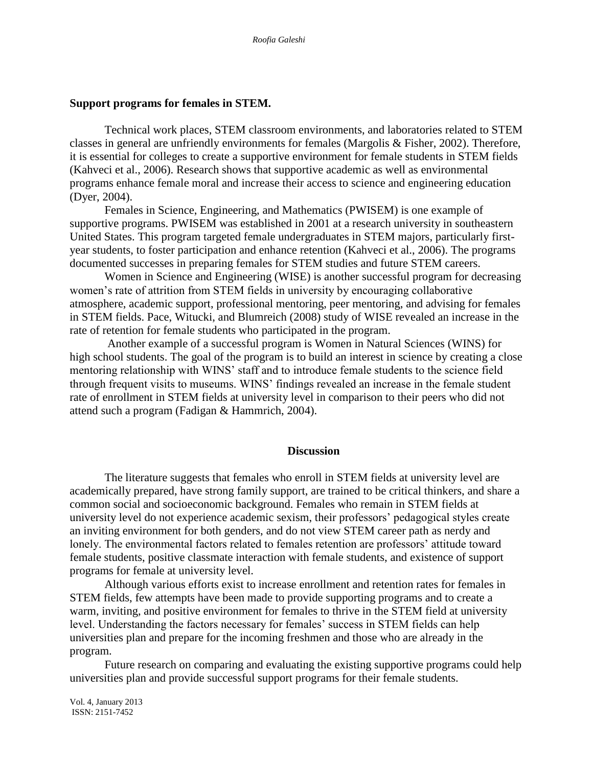**Support programs for females in STEM.**

Technical work places, STEM classroom environments, and laboratories related to STEM classes in general are unfriendly environments for females (Margolis & Fisher, 2002). Therefore, it is essential for colleges to create a supportive environment for female students in STEM fields (Kahveci et al., 2006). Research shows that supportive academic as well as environmental programs enhance female moral and increase their access to science and engineering education (Dyer, 2004).

Females in Science, Engineering, and Mathematics (PWISEM) is one example of supportive programs. PWISEM was established in 2001 at a research university in southeastern United States. This program targeted female undergraduates in STEM majors, particularly first-year students, to foster participation and enhance retention (Kahveci et al., 2006). The programs documented successes in preparing females for STEM studies and future STEM careers.

Women in Science and Engineering (WISE) is another successful program for decreasing women's rate of attrition from STEM fields in university by encouraging collaborative atmosphere, academic support, professional mentoring, peer mentoring, and advising for females in STEM fields. Pace, Witucki, and Blumreich (2008) study of WISE revealed an increase in the rate of retention for female students who participated in the program.

Another example of a successful program is Women in Natural Sciences (WINS) for high school students. The goal of the program is to build an interest in science by creating a close mentoring relationship with WINS' staff and to introduce female students to the science field through frequent visits to museums. WINS' findings revealed an increase in the female student rate of enrollment in STEM fields at university level in comparison to their peers who did not attend such a program (Fadigan & Hammrich, 2004).

## Discussion

The literature suggests that females who enroll in STEM fields at university level are academically prepared, have strong family support, are trained to be critical thinkers, and share a common social and socioeconomic background. Females who remain in STEM fields at university level do not experience academic sexism, their professors' pedagogical styles create an inviting environment for both genders, and do not view STEM career path as nerdy and lonely. The environmental factors related to females retention are professors' attitude toward female students, positive classmate interaction with female students, and existence of support programs for female at university level.

Although various efforts exist to increase enrollment and retention rates for females in STEM fields, few attempts have been made to provide supporting programs and to create a warm, inviting, and positive environment for females to thrive in the STEM field at university level. Understanding the factors necessary for females' success in STEM fields can help universities plan and prepare for the incoming freshmen and those who are already in the program.

Future research on comparing and evaluating the existing supportive programs could help universities plan and provide successful support programs for their female students.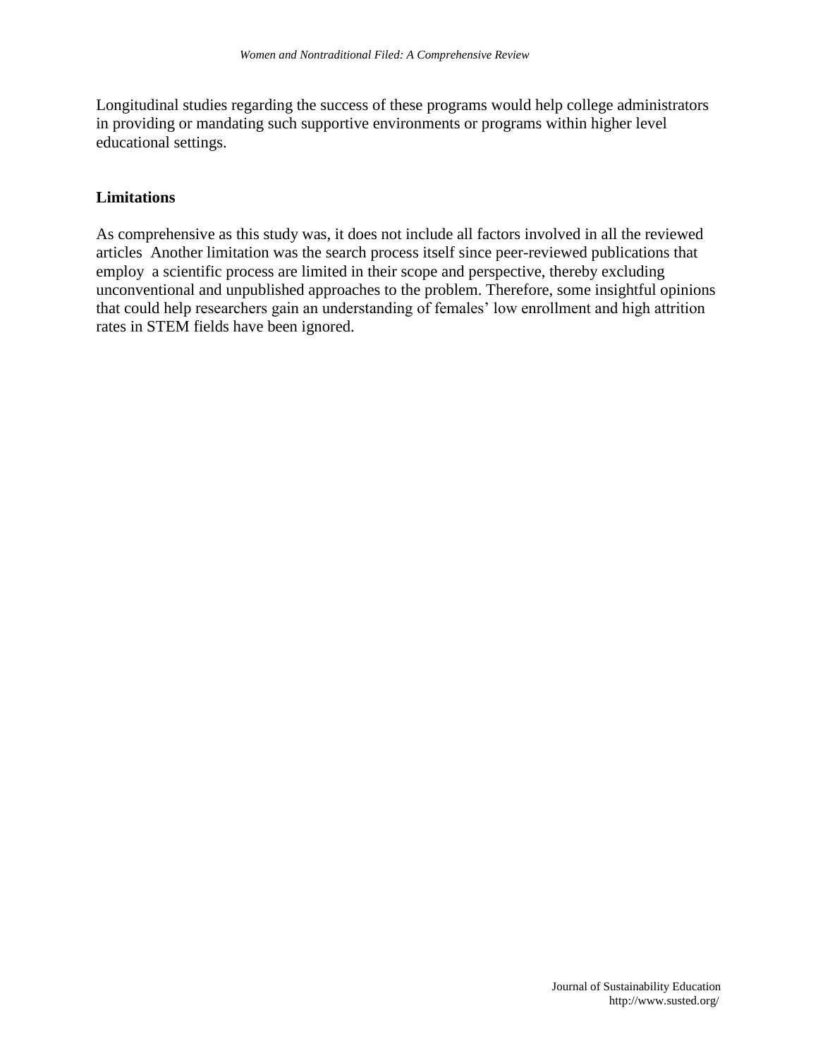Longitudinal studies regarding the success of these programs would help college administrators in providing or mandating such supportive environments or programs within higher level educational settings.

## Limitations

As comprehensive as this study was, it does not include all factors involved in all the reviewed articles  Another limitation was the search process itself since peer-reviewed publications that employ  a scientific process are limited in their scope and perspective, thereby excluding unconventional and unpublished approaches to the problem. Therefore, some insightful opinions that could help researchers gain an understanding of females' low enrollment and high attrition rates in STEM fields have been ignored.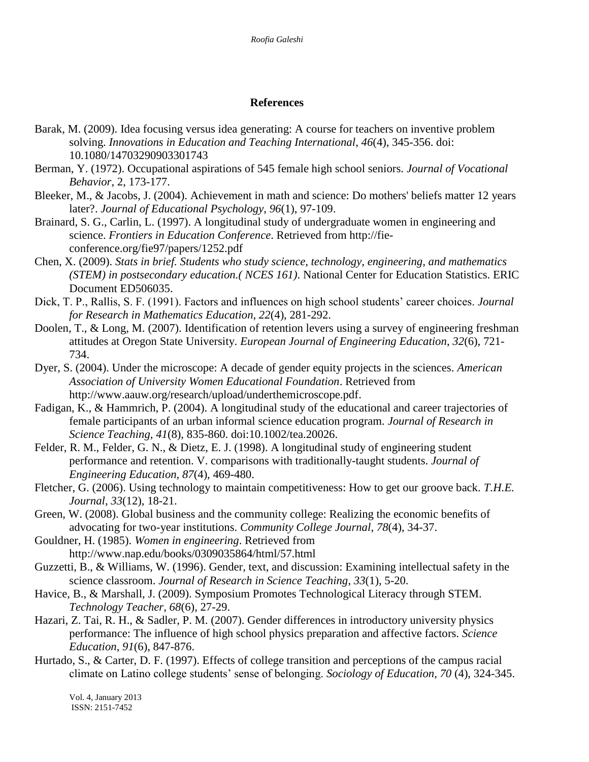## References

Barak, M. (2009). Idea focusing versus idea generating: A course for teachers on inventive problem solving. *Innovations in Education and Teaching International*, *46*(4), 345-356. doi: 10.1080/14703290903301743

Berman, Y. (1972). Occupational aspirations of 545 female high school seniors. *Journal of Vocational Behavior*, 2, 173-177.

Bleeker, M., & Jacobs, J. (2004). Achievement in math and science: Do mothers' beliefs matter 12 years later?. *Journal of Educational Psychology*, *96*(1), 97-109.

Brainard, S. G., Carlin, L. (1997). A longitudinal study of undergraduate women in engineering and science. *Frontiers in Education Conference*. Retrieved from http://fie-conference.org/fie97/papers/1252.pdf

Chen, X. (2009). *Stats in brief. Students who study science, technology, engineering, and mathematics (STEM) in postsecondary education.( NCES 161)*. National Center for Education Statistics. ERIC Document ED506035.

Dick, T. P., Rallis, S. F. (1991). Factors and influences on high school students' career choices. *Journal for Research in Mathematics Education*, *22*(4), 281-292.

Doolen, T., & Long, M. (2007). Identification of retention levers using a survey of engineering freshman attitudes at Oregon State University. *European Journal of Engineering Education*, *32*(6), 721-734.

Dyer, S. (2004). Under the microscope: A decade of gender equity projects in the sciences. *American Association of University Women Educational Foundation*. Retrieved from http://www.aauw.org/research/upload/underthemicroscope.pdf.

Fadigan, K., & Hammrich, P. (2004). A longitudinal study of the educational and career trajectories of female participants of an urban informal science education program. *Journal of Research in Science Teaching*, *41*(8), 835-860. doi:10.1002/tea.20026.

Felder, R. M., Felder, G. N., & Dietz, E. J. (1998). A longitudinal study of engineering student performance and retention. V. comparisons with traditionally-taught students. *Journal of Engineering Education*, *87*(4), 469-480.

Fletcher, G. (2006). Using technology to maintain competitiveness: How to get our groove back. *T.H.E. Journal*, *33*(12), 18-21.

Green, W. (2008). Global business and the community college: Realizing the economic benefits of advocating for two-year institutions. *Community College Journal*, *78*(4), 34-37.

Gouldner, H. (1985). *Women in engineering*. Retrieved from http://www.nap.edu/books/0309035864/html/57.html

Guzzetti, B., & Williams, W. (1996). Gender, text, and discussion: Examining intellectual safety in the science classroom. *Journal of Research in Science Teaching*, *33*(1), 5-20.

Havice, B., & Marshall, J. (2009). Symposium Promotes Technological Literacy through STEM. *Technology Teacher*, *68*(6), 27-29.

Hazari, Z. Tai, R. H., & Sadler, P. M. (2007). Gender differences in introductory university physics performance: The influence of high school physics preparation and affective factors. *Science Education*, *91*(6), 847-876.

Hurtado, S., & Carter, D. F. (1997). Effects of college transition and perceptions of the campus racial climate on Latino college students' sense of belonging. *Sociology of Education*, *70* (4), 324-345.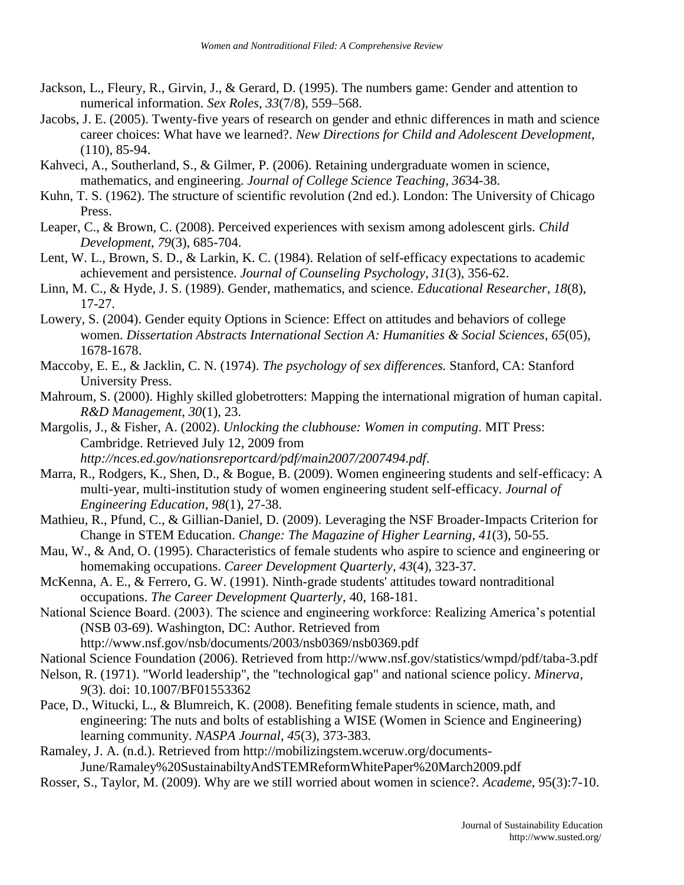Jackson, L., Fleury, R., Girvin, J., & Gerard, D. (1995). The numbers game: Gender and attention to numerical information. *Sex Roles, 33*(7/8), 559–568.

Jacobs, J. E. (2005). Twenty-five years of research on gender and ethnic differences in math and science career choices: What have we learned?. *New Directions for Child and Adolescent Development*, (110), 85-94.

Kahveci, A., Southerland, S., & Gilmer, P. (2006). Retaining undergraduate women in science, mathematics, and engineering. *Journal of College Science Teaching*, *36*34-38.

Kuhn, T. S. (1962). The structure of scientific revolution (2nd ed.). London: The University of Chicago Press.

Leaper, C., & Brown, C. (2008). Perceived experiences with sexism among adolescent girls. *Child Development*, *79*(3), 685-704.

Lent, W. L., Brown, S. D., & Larkin, K. C. (1984). Relation of self-efficacy expectations to academic achievement and persistence. *Journal of Counseling Psychology*, *31*(3), 356-62.

Linn, M. C., & Hyde, J. S. (1989). Gender, mathematics, and science. *Educational Researcher*, *18*(8), 17-27.

Lowery, S. (2004). Gender equity Options in Science: Effect on attitudes and behaviors of college women. *Dissertation Abstracts International Section A: Humanities & Social Sciences*, *65*(05), 1678-1678.

Maccoby, E. E., & Jacklin, C. N. (1974). *The psychology of sex differences.* Stanford, CA: Stanford University Press.

Mahroum, S. (2000). Highly skilled globetrotters: Mapping the international migration of human capital. *R&D Management*, *30*(1), 23.

Margolis, J., & Fisher, A. (2002). *Unlocking the clubhouse: Women in computing*. MIT Press: Cambridge. Retrieved July 12, 2009 from *http://nces.ed.gov/nationsreportcard/pdf/main2007/2007494.pdf*.

Marra, R., Rodgers, K., Shen, D., & Bogue, B. (2009). Women engineering students and self-efficacy: A multi-year, multi-institution study of women engineering student self-efficacy. *Journal of Engineering Education*, *98*(1), 27-38.

Mathieu, R., Pfund, C., & Gillian-Daniel, D. (2009). Leveraging the NSF Broader-Impacts Criterion for Change in STEM Education. *Change: The Magazine of Higher Learning*, *41*(3), 50-55.

Mau, W., & And, O. (1995). Characteristics of female students who aspire to science and engineering or homemaking occupations. *Career Development Quarterly*, *43*(4), 323-37.

McKenna, A. E., & Ferrero, G. W. (1991). Ninth-grade students' attitudes toward nontraditional occupations. *The Career Development Quarterly*, 40, 168-181.

National Science Board. (2003). The science and engineering workforce: Realizing America's potential (NSB 03-69). Washington, DC: Author. Retrieved from http://www.nsf.gov/nsb/documents/2003/nsb0369/nsb0369.pdf

National Science Foundation (2006). Retrieved from http://www.nsf.gov/statistics/wmpd/pdf/taba-3.pdf

Nelson, R. (1971). "World leadership", the "technological gap" and national science policy. *Minerva*, *9*(3). doi: 10.1007/BF01553362

Pace, D., Witucki, L., & Blumreich, K. (2008). Benefiting female students in science, math, and engineering: The nuts and bolts of establishing a WISE (Women in Science and Engineering) learning community. *NASPA Journal*, *45*(3), 373-383.

Ramaley, J. A. (n.d.). Retrieved from http://mobilizingstem.wceruw.org/documents-June/Ramaley%20SustainabiltyAndSTEMReformWhitePaper%20March2009.pdf

Rosser, S., Taylor, M. (2009). Why are we still worried about women in science?. *Academe*, 95(3):7-10.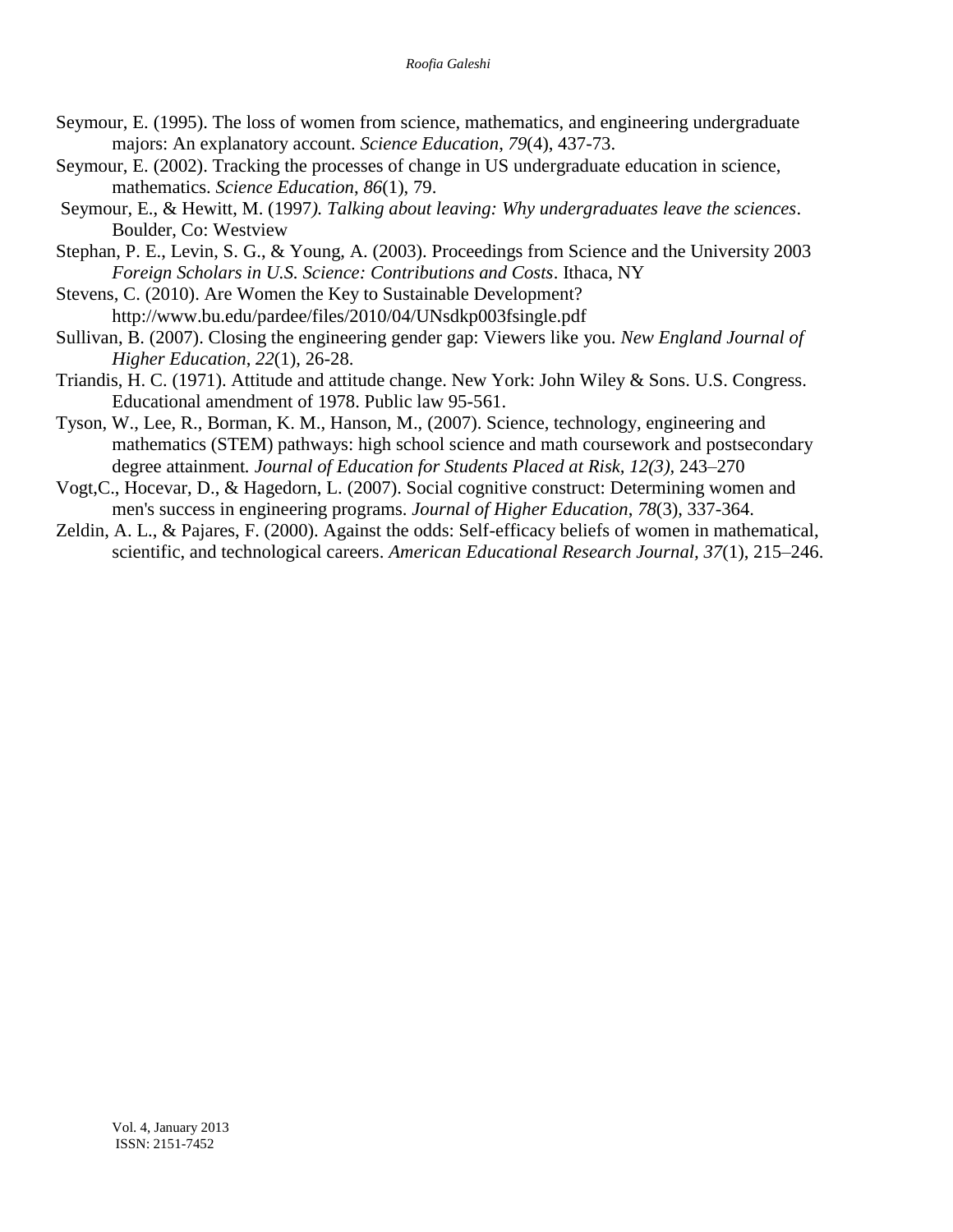Seymour, E. (1995). The loss of women from science, mathematics, and engineering undergraduate majors: An explanatory account. *Science Education, 79*(4), 437-73.

Seymour, E. (2002). Tracking the processes of change in US undergraduate education in science, mathematics. *Science Education*, *86*(1), 79.

Seymour, E., & Hewitt, M. (1997*). Talking about leaving: Why undergraduates leave the sciences*. Boulder, Co: Westview

Stephan, P. E., Levin, S. G., & Young, A. (2003). Proceedings from Science and the University 2003 *Foreign Scholars in U.S. Science: Contributions and Costs*. Ithaca, NY

Stevens, C. (2010). Are Women the Key to Sustainable Development? http://www.bu.edu/pardee/files/2010/04/UNsdkp003fsingle.pdf

Sullivan, B. (2007). Closing the engineering gender gap: Viewers like you. *New England Journal of Higher Education*, *22*(1), 26-28.

Triandis, H. C. (1971). Attitude and attitude change. New York: John Wiley & Sons. U.S. Congress. Educational amendment of 1978. Public law 95-561.

Tyson, W., Lee, R., Borman, K. M., Hanson, M., (2007). Science, technology, engineering and mathematics (STEM) pathways: high school science and math coursework and postsecondary degree attainment*. Journal of Education for Students Placed at Risk, 12(3),* 243–270

Vogt,C., Hocevar, D., & Hagedorn, L. (2007). Social cognitive construct: Determining women and men's success in engineering programs. *Journal of Higher Education*, *78*(3), 337-364.

Zeldin, A. L., & Pajares, F. (2000). Against the odds: Self-efficacy beliefs of women in mathematical, scientific, and technological careers. *American Educational Research Journal*, *37*(1), 215–246.